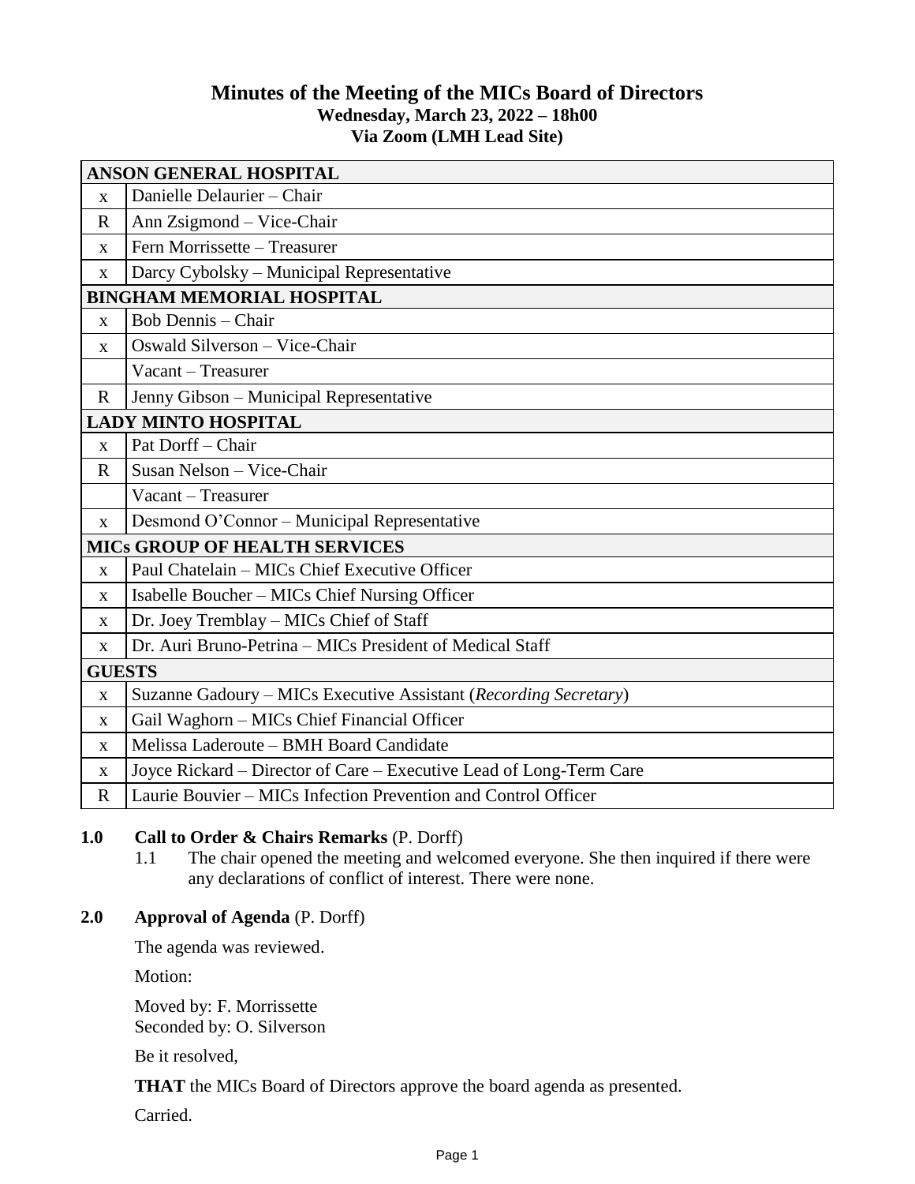# Minutes of the Meeting of the MICs Board of Directors

**Wednesday, March 23, 2022 – 18h00**
**Via Zoom (LMH Lead Site)**

| ANSON GENERAL HOSPITAL | |
|---|---|
| x | Danielle Delaurier – Chair |
| R | Ann Zsigmond – Vice-Chair |
| x | Fern Morrissette – Treasurer |
| x | Darcy Cybolsky – Municipal Representative |
| **BINGHAM MEMORIAL HOSPITAL** | |
| x | Bob Dennis – Chair |
| x | Oswald Silverson – Vice-Chair |
| | Vacant – Treasurer |
| R | Jenny Gibson – Municipal Representative |
| **LADY MINTO HOSPITAL** | |
| x | Pat Dorff – Chair |
| R | Susan Nelson – Vice-Chair |
| | Vacant – Treasurer |
| x | Desmond O'Connor – Municipal Representative |
| **MICs GROUP OF HEALTH SERVICES** | |
| x | Paul Chatelain – MICs Chief Executive Officer |
| x | Isabelle Boucher – MICs Chief Nursing Officer |
| x | Dr. Joey Tremblay – MICs Chief of Staff |
| x | Dr. Auri Bruno-Petrina – MICs President of Medical Staff |
| **GUESTS** | |
| x | Suzanne Gadoury – MICs Executive Assistant (*Recording Secretary*) |
| x | Gail Waghorn – MICs Chief Financial Officer |
| x | Melissa Laderoute – BMH Board Candidate |
| x | Joyce Rickard – Director of Care – Executive Lead of Long-Term Care |
| R | Laurie Bouvier – MICs Infection Prevention and Control Officer |

**1.0 Call to Order & Chairs Remarks** (P. Dorff)

1.1 The chair opened the meeting and welcomed everyone. She then inquired if there were any declarations of conflict of interest. There were none.

**2.0 Approval of Agenda** (P. Dorff)

The agenda was reviewed.

Motion:

Moved by: F. Morrissette
Seconded by: O. Silverson

Be it resolved,

**THAT** the MICs Board of Directors approve the board agenda as presented.

Carried.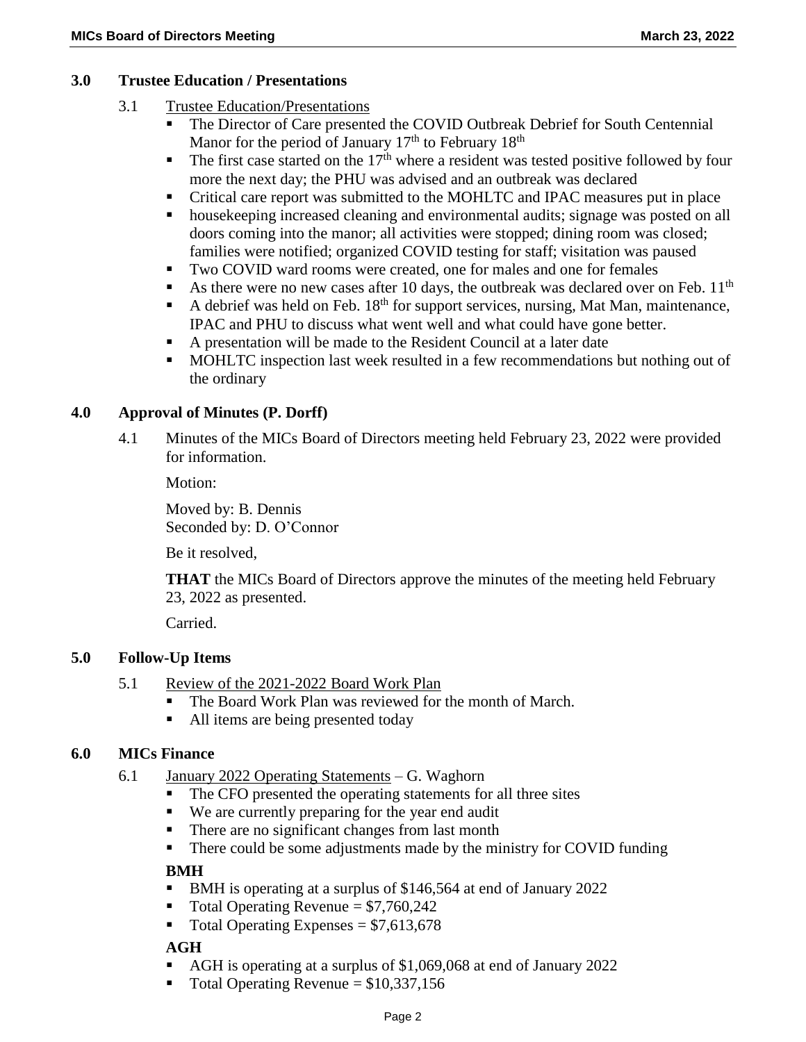## 3.0 Trustee Education / Presentations

3.1 Trustee Education/Presentations

- The Director of Care presented the COVID Outbreak Debrief for South Centennial Manor for the period of January 17th to February 18th
- The first case started on the 17th where a resident was tested positive followed by four more the next day; the PHU was advised and an outbreak was declared
- Critical care report was submitted to the MOHLTC and IPAC measures put in place
- housekeeping increased cleaning and environmental audits; signage was posted on all doors coming into the manor; all activities were stopped; dining room was closed; families were notified; organized COVID testing for staff; visitation was paused
- Two COVID ward rooms were created, one for males and one for females
- As there were no new cases after 10 days, the outbreak was declared over on Feb. 11th
- A debrief was held on Feb. 18th for support services, nursing, Mat Man, maintenance, IPAC and PHU to discuss what went well and what could have gone better.
- A presentation will be made to the Resident Council at a later date
- MOHLTC inspection last week resulted in a few recommendations but nothing out of the ordinary

## 4.0 Approval of Minutes (P. Dorff)

4.1 Minutes of the MICs Board of Directors meeting held February 23, 2022 were provided for information.

Motion:

Moved by: B. Dennis
Seconded by: D. O'Connor

Be it resolved,

**THAT** the MICs Board of Directors approve the minutes of the meeting held February 23, 2022 as presented.

Carried.

## 5.0 Follow-Up Items

5.1 Review of the 2021-2022 Board Work Plan

- The Board Work Plan was reviewed for the month of March.
- All items are being presented today

## 6.0 MICs Finance

6.1 January 2022 Operating Statements – G. Waghorn

- The CFO presented the operating statements for all three sites
- We are currently preparing for the year end audit
- There are no significant changes from last month
- There could be some adjustments made by the ministry for COVID funding

**BMH**

- BMH is operating at a surplus of $146,564 at end of January 2022
- Total Operating Revenue = $7,760,242
- Total Operating Expenses = $7,613,678

**AGH**

- AGH is operating at a surplus of $1,069,068 at end of January 2022
- Total Operating Revenue = $10,337,156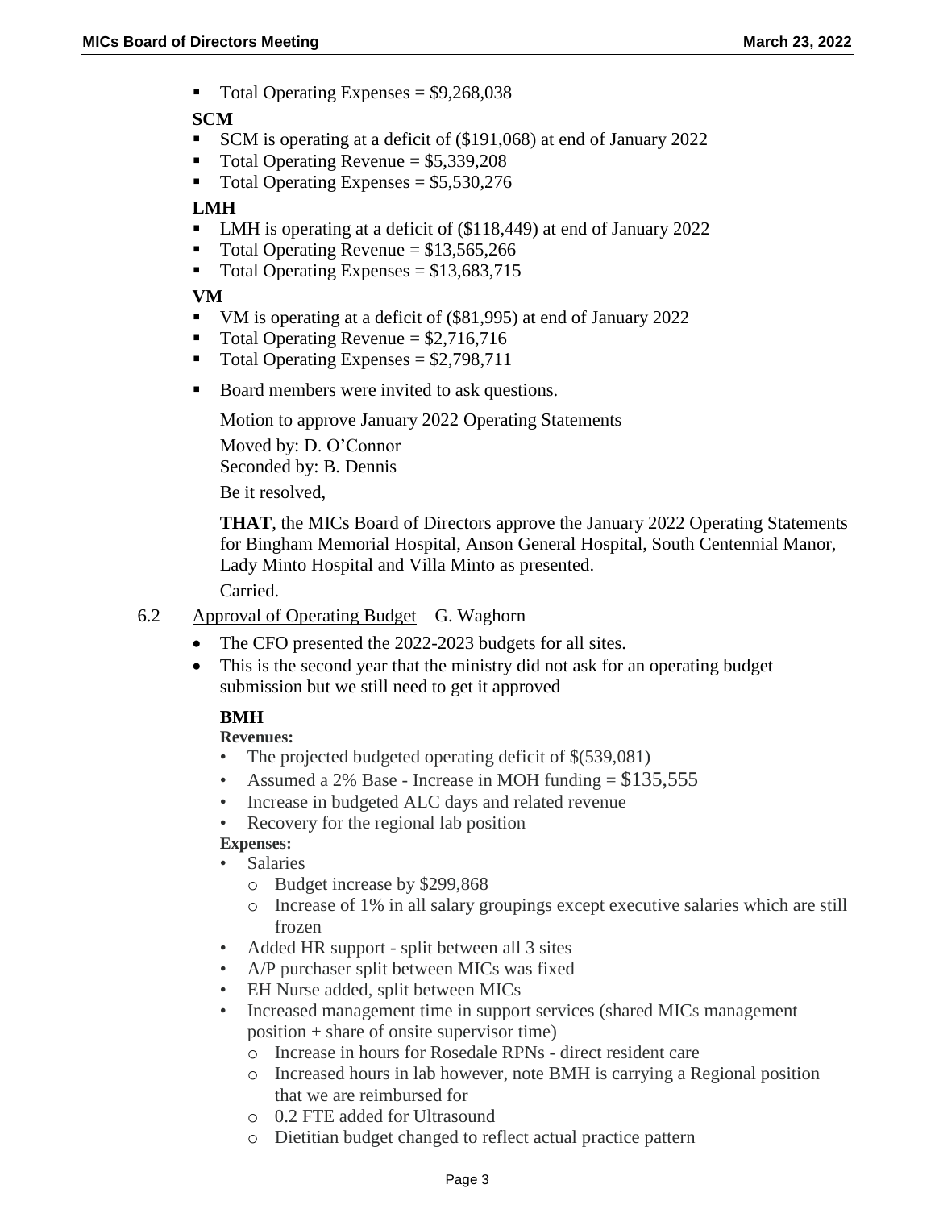- Total Operating Expenses = $9,268,038

**SCM**

- SCM is operating at a deficit of ($191,068) at end of January 2022
- Total Operating Revenue = $5,339,208
- Total Operating Expenses = $5,530,276

**LMH**

- LMH is operating at a deficit of ($118,449) at end of January 2022
- Total Operating Revenue = $13,565,266
- Total Operating Expenses = $13,683,715

**VM**

- VM is operating at a deficit of ($81,995) at end of January 2022
- Total Operating Revenue = $2,716,716
- Total Operating Expenses = $2,798,711

- Board members were invited to ask questions.

Motion to approve January 2022 Operating Statements

Moved by: D. O'Connor
Seconded by: B. Dennis

Be it resolved,

**THAT**, the MICs Board of Directors approve the January 2022 Operating Statements for Bingham Memorial Hospital, Anson General Hospital, South Centennial Manor, Lady Minto Hospital and Villa Minto as presented.

Carried.

6.2 Approval of Operating Budget – G. Waghorn

- The CFO presented the 2022-2023 budgets for all sites.
- This is the second year that the ministry did not ask for an operating budget submission but we still need to get it approved

**BMH**

**Revenues:**

- The projected budgeted operating deficit of $(539,081)
- Assumed a 2% Base - Increase in MOH funding = $135,555
- Increase in budgeted ALC days and related revenue
- Recovery for the regional lab position

**Expenses:**

- Salaries
  - Budget increase by $299,868
  - Increase of 1% in all salary groupings except executive salaries which are still frozen
- Added HR support - split between all 3 sites
- A/P purchaser split between MICs was fixed
- EH Nurse added, split between MICs
- Increased management time in support services (shared MICs management position + share of onsite supervisor time)
  - Increase in hours for Rosedale RPNs - direct resident care
  - Increased hours in lab however, note BMH is carrying a Regional position that we are reimbursed for
  - 0.2 FTE added for Ultrasound
  - Dietitian budget changed to reflect actual practice pattern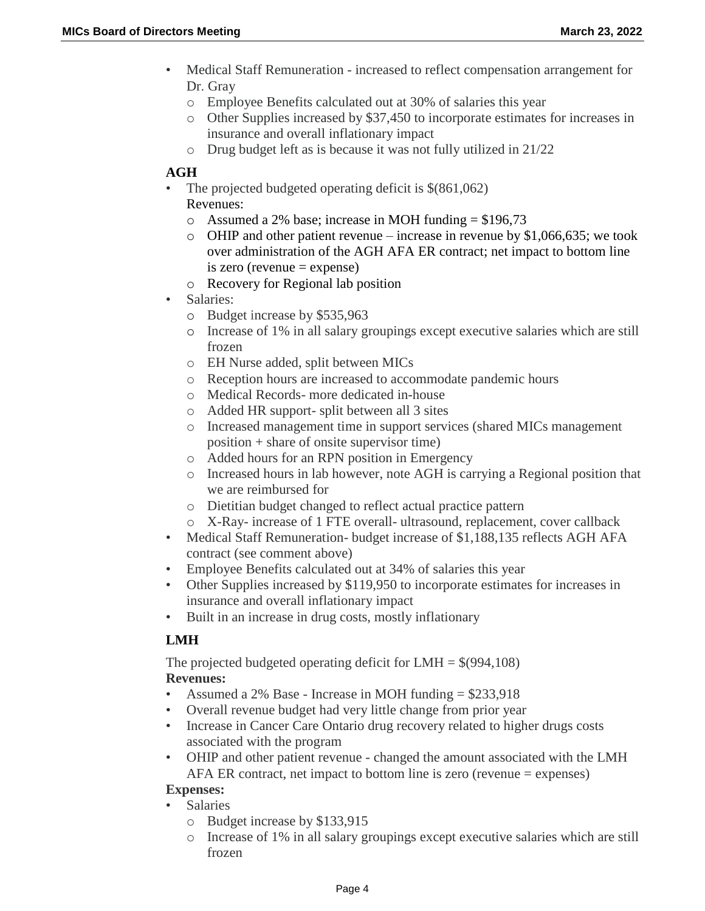- Medical Staff Remuneration - increased to reflect compensation arrangement for Dr. Gray
  - Employee Benefits calculated out at 30% of salaries this year
  - Other Supplies increased by $37,450 to incorporate estimates for increases in insurance and overall inflationary impact
  - Drug budget left as is because it was not fully utilized in 21/22

**AGH**

- The projected budgeted operating deficit is $(861,062)

  Revenues:
  - Assumed a 2% base; increase in MOH funding = $196,73
  - OHIP and other patient revenue – increase in revenue by $1,066,635; we took over administration of the AGH AFA ER contract; net impact to bottom line is zero (revenue = expense)
  - Recovery for Regional lab position
- Salaries:
  - Budget increase by $535,963
  - Increase of 1% in all salary groupings except executive salaries which are still frozen
  - EH Nurse added, split between MICs
  - Reception hours are increased to accommodate pandemic hours
  - Medical Records- more dedicated in-house
  - Added HR support- split between all 3 sites
  - Increased management time in support services (shared MICs management position + share of onsite supervisor time)
  - Added hours for an RPN position in Emergency
  - Increased hours in lab however, note AGH is carrying a Regional position that we are reimbursed for
  - Dietitian budget changed to reflect actual practice pattern
  - X-Ray- increase of 1 FTE overall- ultrasound, replacement, cover callback
- Medical Staff Remuneration- budget increase of $1,188,135 reflects AGH AFA contract (see comment above)
- Employee Benefits calculated out at 34% of salaries this year
- Other Supplies increased by $119,950 to incorporate estimates for increases in insurance and overall inflationary impact
- Built in an increase in drug costs, mostly inflationary

**LMH**

The projected budgeted operating deficit for LMH = $(994,108)

**Revenues:**

- Assumed a 2% Base - Increase in MOH funding = $233,918
- Overall revenue budget had very little change from prior year
- Increase in Cancer Care Ontario drug recovery related to higher drugs costs associated with the program
- OHIP and other patient revenue - changed the amount associated with the LMH AFA ER contract, net impact to bottom line is zero (revenue = expenses)

**Expenses:**

- Salaries
  - Budget increase by $133,915
  - Increase of 1% in all salary groupings except executive salaries which are still frozen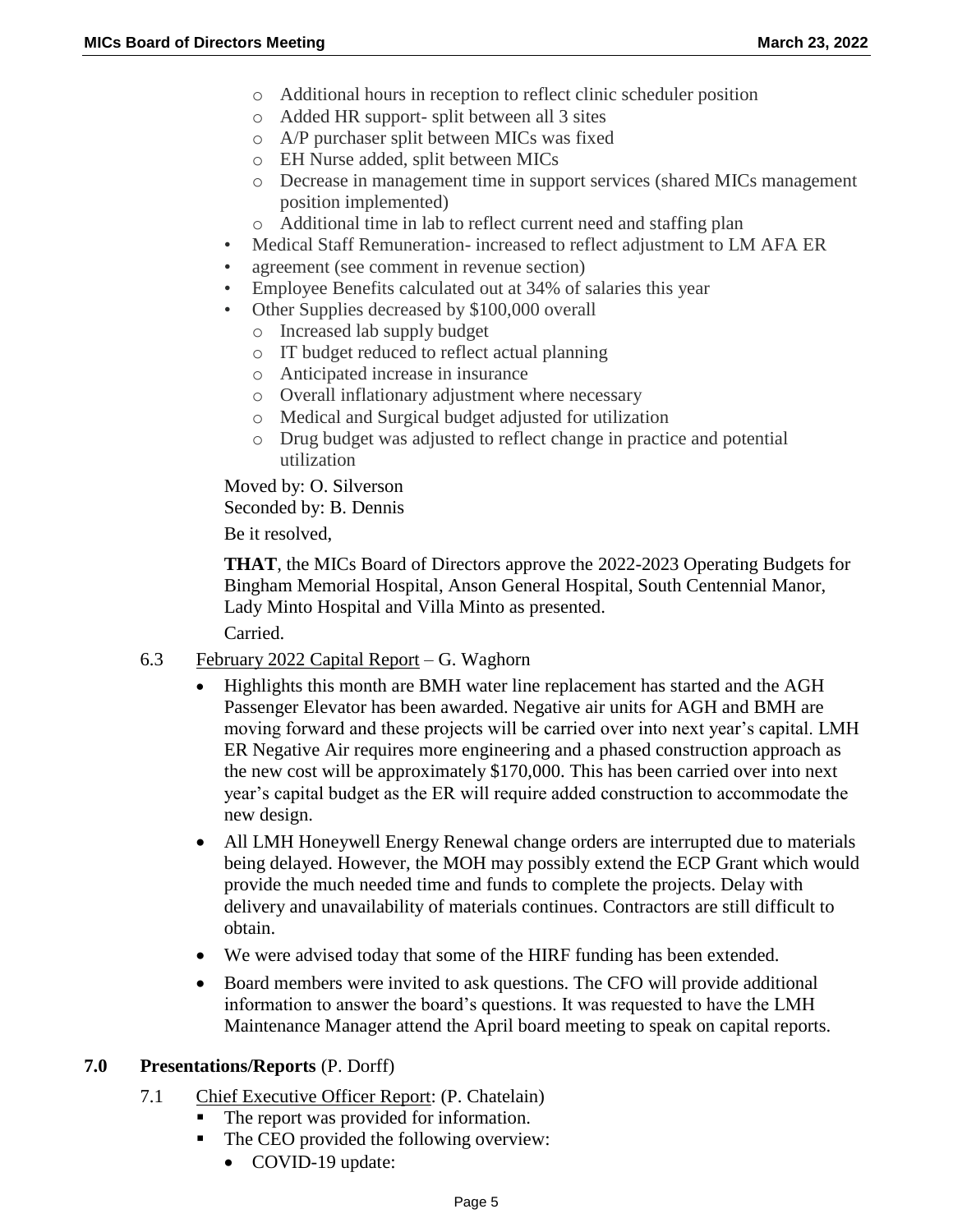- Additional hours in reception to reflect clinic scheduler position
  - Added HR support- split between all 3 sites
  - A/P purchaser split between MICs was fixed
  - EH Nurse added, split between MICs
  - Decrease in management time in support services (shared MICs management position implemented)
  - Additional time in lab to reflect current need and staffing plan
- Medical Staff Remuneration- increased to reflect adjustment to LM AFA ER
- agreement (see comment in revenue section)
- Employee Benefits calculated out at 34% of salaries this year
- Other Supplies decreased by $100,000 overall
  - Increased lab supply budget
  - IT budget reduced to reflect actual planning
  - Anticipated increase in insurance
  - Overall inflationary adjustment where necessary
  - Medical and Surgical budget adjusted for utilization
  - Drug budget was adjusted to reflect change in practice and potential utilization

Moved by: O. Silverson
Seconded by: B. Dennis

Be it resolved,

**THAT**, the MICs Board of Directors approve the 2022-2023 Operating Budgets for Bingham Memorial Hospital, Anson General Hospital, South Centennial Manor, Lady Minto Hospital and Villa Minto as presented.

Carried.

6.3 February 2022 Capital Report – G. Waghorn

- Highlights this month are BMH water line replacement has started and the AGH Passenger Elevator has been awarded. Negative air units for AGH and BMH are moving forward and these projects will be carried over into next year's capital. LMH ER Negative Air requires more engineering and a phased construction approach as the new cost will be approximately $170,000. This has been carried over into next year's capital budget as the ER will require added construction to accommodate the new design.
- All LMH Honeywell Energy Renewal change orders are interrupted due to materials being delayed. However, the MOH may possibly extend the ECP Grant which would provide the much needed time and funds to complete the projects. Delay with delivery and unavailability of materials continues. Contractors are still difficult to obtain.
- We were advised today that some of the HIRF funding has been extended.
- Board members were invited to ask questions. The CFO will provide additional information to answer the board's questions. It was requested to have the LMH Maintenance Manager attend the April board meeting to speak on capital reports.

## 7.0 Presentations/Reports (P. Dorff)

7.1 Chief Executive Officer Report: (P. Chatelain)

- The report was provided for information.
- The CEO provided the following overview:
  - COVID-19 update: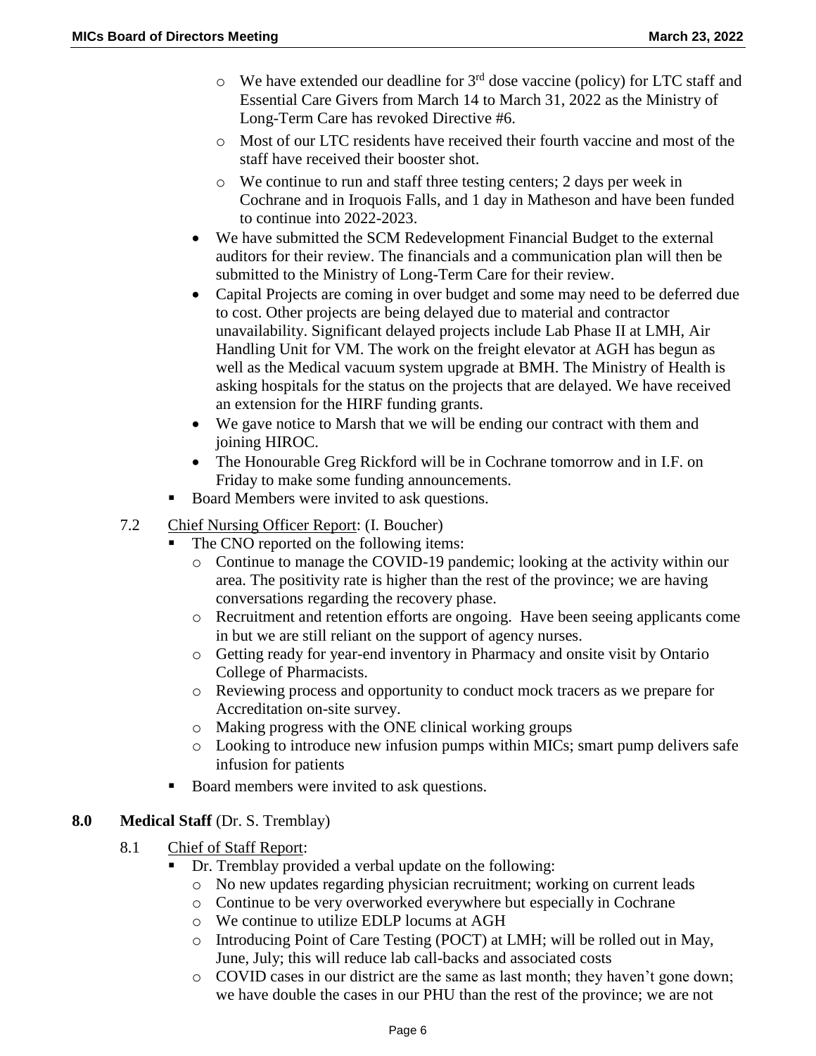- We have extended our deadline for 3rd dose vaccine (policy) for LTC staff and Essential Care Givers from March 14 to March 31, 2022 as the Ministry of Long-Term Care has revoked Directive #6.
    - Most of our LTC residents have received their fourth vaccine and most of the staff have received their booster shot.
    - We continue to run and staff three testing centers; 2 days per week in Cochrane and in Iroquois Falls, and 1 day in Matheson and have been funded to continue into 2022-2023.
  - We have submitted the SCM Redevelopment Financial Budget to the external auditors for their review. The financials and a communication plan will then be submitted to the Ministry of Long-Term Care for their review.
  - Capital Projects are coming in over budget and some may need to be deferred due to cost. Other projects are being delayed due to material and contractor unavailability. Significant delayed projects include Lab Phase II at LMH, Air Handling Unit for VM. The work on the freight elevator at AGH has begun as well as the Medical vacuum system upgrade at BMH. The Ministry of Health is asking hospitals for the status on the projects that are delayed. We have received an extension for the HIRF funding grants.
  - We gave notice to Marsh that we will be ending our contract with them and joining HIROC.
  - The Honourable Greg Rickford will be in Cochrane tomorrow and in I.F. on Friday to make some funding announcements.
- Board Members were invited to ask questions.

7.2 Chief Nursing Officer Report: (I. Boucher)

- The CNO reported on the following items:
  - Continue to manage the COVID-19 pandemic; looking at the activity within our area. The positivity rate is higher than the rest of the province; we are having conversations regarding the recovery phase.
  - Recruitment and retention efforts are ongoing. Have been seeing applicants come in but we are still reliant on the support of agency nurses.
  - Getting ready for year-end inventory in Pharmacy and onsite visit by Ontario College of Pharmacists.
  - Reviewing process and opportunity to conduct mock tracers as we prepare for Accreditation on-site survey.
  - Making progress with the ONE clinical working groups
  - Looking to introduce new infusion pumps within MICs; smart pump delivers safe infusion for patients
- Board members were invited to ask questions.

## 8.0 Medical Staff (Dr. S. Tremblay)

8.1 Chief of Staff Report:

- Dr. Tremblay provided a verbal update on the following:
  - No new updates regarding physician recruitment; working on current leads
  - Continue to be very overworked everywhere but especially in Cochrane
  - We continue to utilize EDLP locums at AGH
  - Introducing Point of Care Testing (POCT) at LMH; will be rolled out in May, June, July; this will reduce lab call-backs and associated costs
  - COVID cases in our district are the same as last month; they haven't gone down; we have double the cases in our PHU than the rest of the province; we are not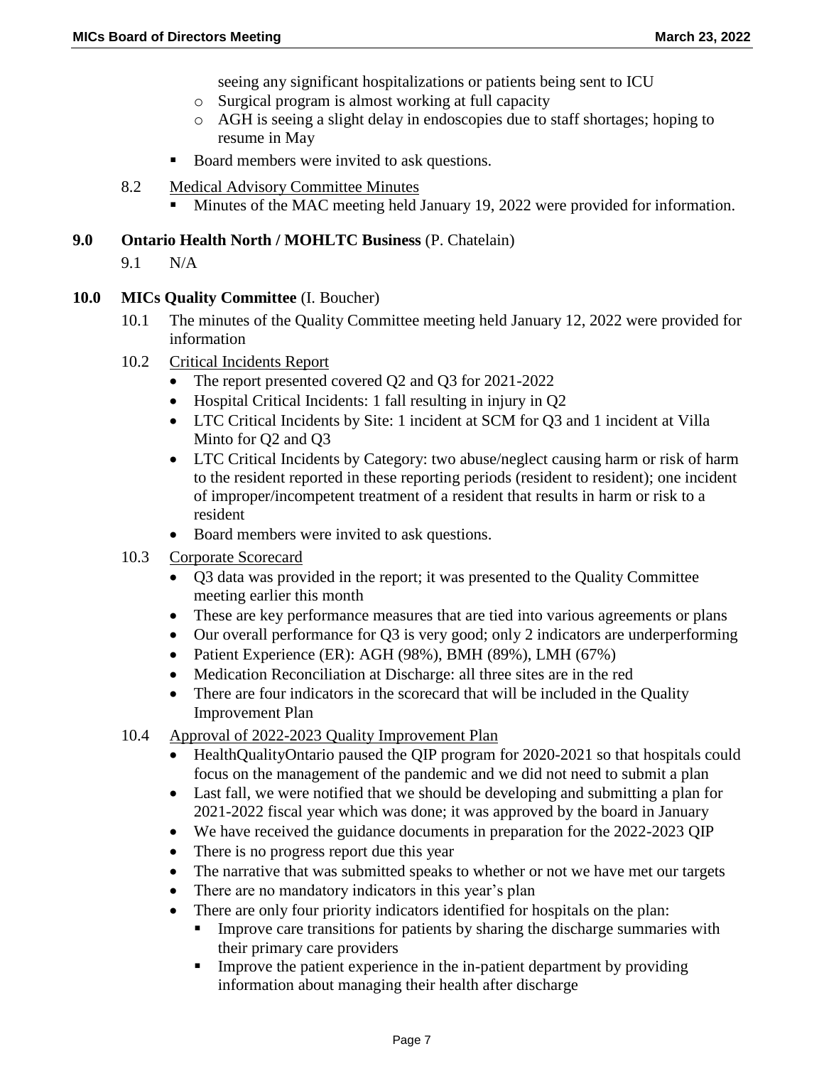seeing any significant hospitalizations or patients being sent to ICU
  - Surgical program is almost working at full capacity
  - AGH is seeing a slight delay in endoscopies due to staff shortages; hoping to resume in May
- Board members were invited to ask questions.

8.2 <u>Medical Advisory Committee Minutes</u>
- Minutes of the MAC meeting held January 19, 2022 were provided for information.

**9.0 Ontario Health North / MOHLTC Business** (P. Chatelain)

9.1 N/A

**10.0 MICs Quality Committee** (I. Boucher)

10.1 The minutes of the Quality Committee meeting held January 12, 2022 were provided for information

10.2 <u>Critical Incidents Report</u>
- The report presented covered Q2 and Q3 for 2021-2022
- Hospital Critical Incidents: 1 fall resulting in injury in Q2
- LTC Critical Incidents by Site: 1 incident at SCM for Q3 and 1 incident at Villa Minto for Q2 and Q3
- LTC Critical Incidents by Category: two abuse/neglect causing harm or risk of harm to the resident reported in these reporting periods (resident to resident); one incident of improper/incompetent treatment of a resident that results in harm or risk to a resident
- Board members were invited to ask questions.

10.3 <u>Corporate Scorecard</u>
- Q3 data was provided in the report; it was presented to the Quality Committee meeting earlier this month
- These are key performance measures that are tied into various agreements or plans
- Our overall performance for Q3 is very good; only 2 indicators are underperforming
- Patient Experience (ER): AGH (98%), BMH (89%), LMH (67%)
- Medication Reconciliation at Discharge: all three sites are in the red
- There are four indicators in the scorecard that will be included in the Quality Improvement Plan

10.4 <u>Approval of 2022-2023 Quality Improvement Plan</u>
- HealthQualityOntario paused the QIP program for 2020-2021 so that hospitals could focus on the management of the pandemic and we did not need to submit a plan
- Last fall, we were notified that we should be developing and submitting a plan for 2021-2022 fiscal year which was done; it was approved by the board in January
- We have received the guidance documents in preparation for the 2022-2023 QIP
- There is no progress report due this year
- The narrative that was submitted speaks to whether or not we have met our targets
- There are no mandatory indicators in this year's plan
- There are only four priority indicators identified for hospitals on the plan:
  - Improve care transitions for patients by sharing the discharge summaries with their primary care providers
  - Improve the patient experience in the in-patient department by providing information about managing their health after discharge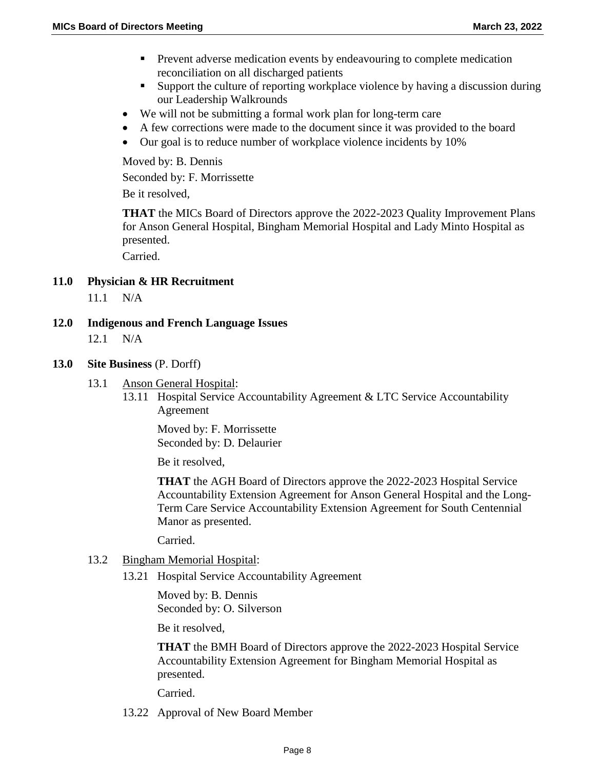- Prevent adverse medication events by endeavouring to complete medication reconciliation on all discharged patients
- Support the culture of reporting workplace violence by having a discussion during our Leadership Walkrounds

- We will not be submitting a formal work plan for long-term care
- A few corrections were made to the document since it was provided to the board
- Our goal is to reduce number of workplace violence incidents by 10%

Moved by: B. Dennis

Seconded by: F. Morrissette

Be it resolved,

**THAT** the MICs Board of Directors approve the 2022-2023 Quality Improvement Plans for Anson General Hospital, Bingham Memorial Hospital and Lady Minto Hospital as presented.

Carried.

## 11.0 Physician & HR Recruitment

11.1 N/A

## 12.0 Indigenous and French Language Issues

12.1 N/A

## 13.0 Site Business (P. Dorff)

13.1 Anson General Hospital:

13.11 Hospital Service Accountability Agreement & LTC Service Accountability Agreement

Moved by: F. Morrissette
Seconded by: D. Delaurier

Be it resolved,

**THAT** the AGH Board of Directors approve the 2022-2023 Hospital Service Accountability Extension Agreement for Anson General Hospital and the Long-Term Care Service Accountability Extension Agreement for South Centennial Manor as presented.

Carried.

13.2 Bingham Memorial Hospital:

13.21 Hospital Service Accountability Agreement

Moved by: B. Dennis
Seconded by: O. Silverson

Be it resolved,

**THAT** the BMH Board of Directors approve the 2022-2023 Hospital Service Accountability Extension Agreement for Bingham Memorial Hospital as presented.

Carried.

13.22 Approval of New Board Member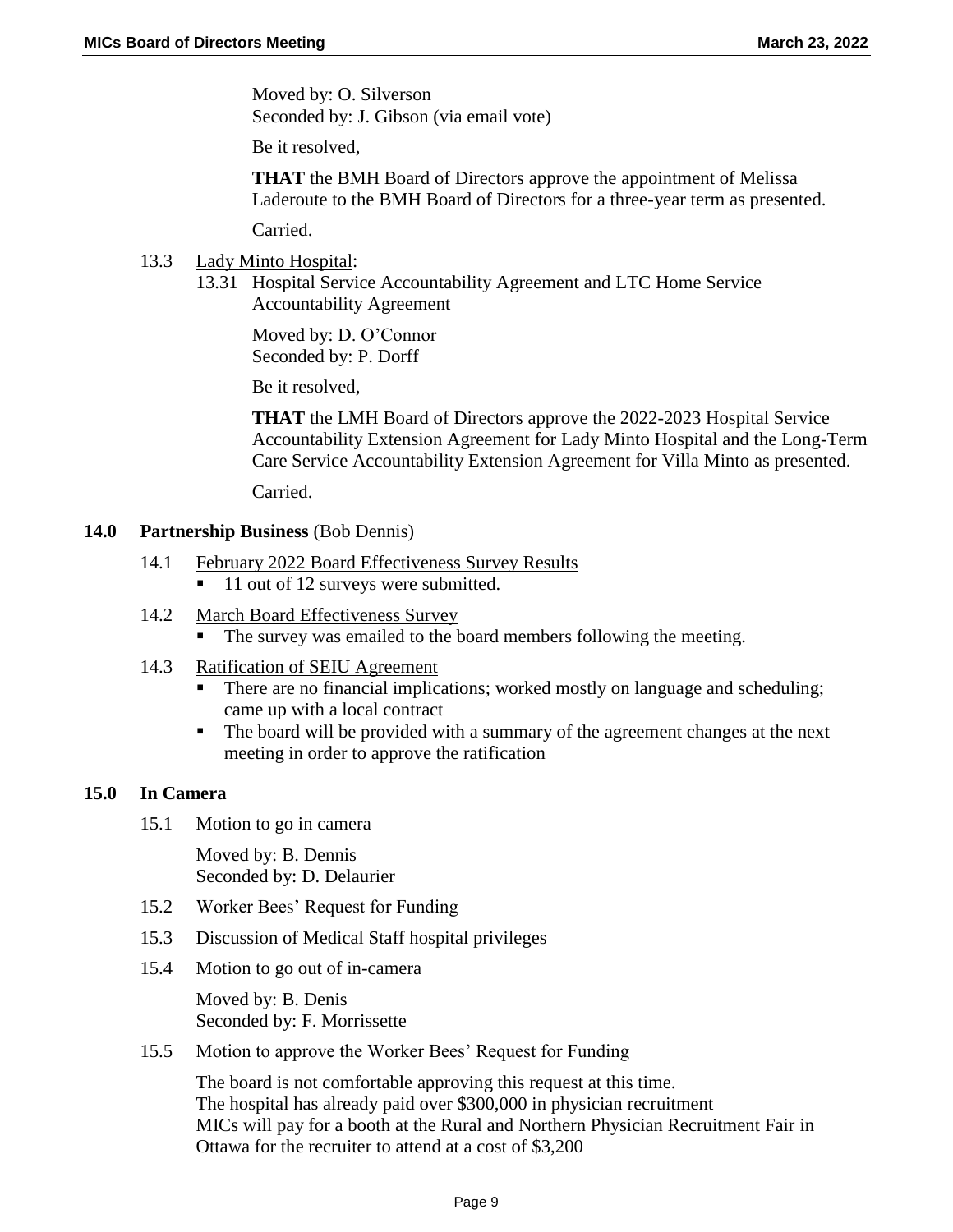Moved by: O. Silverson
Seconded by: J. Gibson (via email vote)

Be it resolved,

**THAT** the BMH Board of Directors approve the appointment of Melissa Laderoute to the BMH Board of Directors for a three-year term as presented.

Carried.

13.3 Lady Minto Hospital:

13.31 Hospital Service Accountability Agreement and LTC Home Service Accountability Agreement

Moved by: D. O'Connor
Seconded by: P. Dorff

Be it resolved,

**THAT** the LMH Board of Directors approve the 2022-2023 Hospital Service Accountability Extension Agreement for Lady Minto Hospital and the Long-Term Care Service Accountability Extension Agreement for Villa Minto as presented.

Carried.

## 14.0 Partnership Business (Bob Dennis)

14.1 February 2022 Board Effectiveness Survey Results

- 11 out of 12 surveys were submitted.

14.2 March Board Effectiveness Survey

- The survey was emailed to the board members following the meeting.

14.3 Ratification of SEIU Agreement

- There are no financial implications; worked mostly on language and scheduling; came up with a local contract
- The board will be provided with a summary of the agreement changes at the next meeting in order to approve the ratification

## 15.0 In Camera

15.1 Motion to go in camera

Moved by: B. Dennis
Seconded by: D. Delaurier

15.2 Worker Bees' Request for Funding

15.3 Discussion of Medical Staff hospital privileges

15.4 Motion to go out of in-camera

Moved by: B. Denis
Seconded by: F. Morrissette

15.5 Motion to approve the Worker Bees' Request for Funding

The board is not comfortable approving this request at this time.
The hospital has already paid over $300,000 in physician recruitment
MICs will pay for a booth at the Rural and Northern Physician Recruitment Fair in Ottawa for the recruiter to attend at a cost of $3,200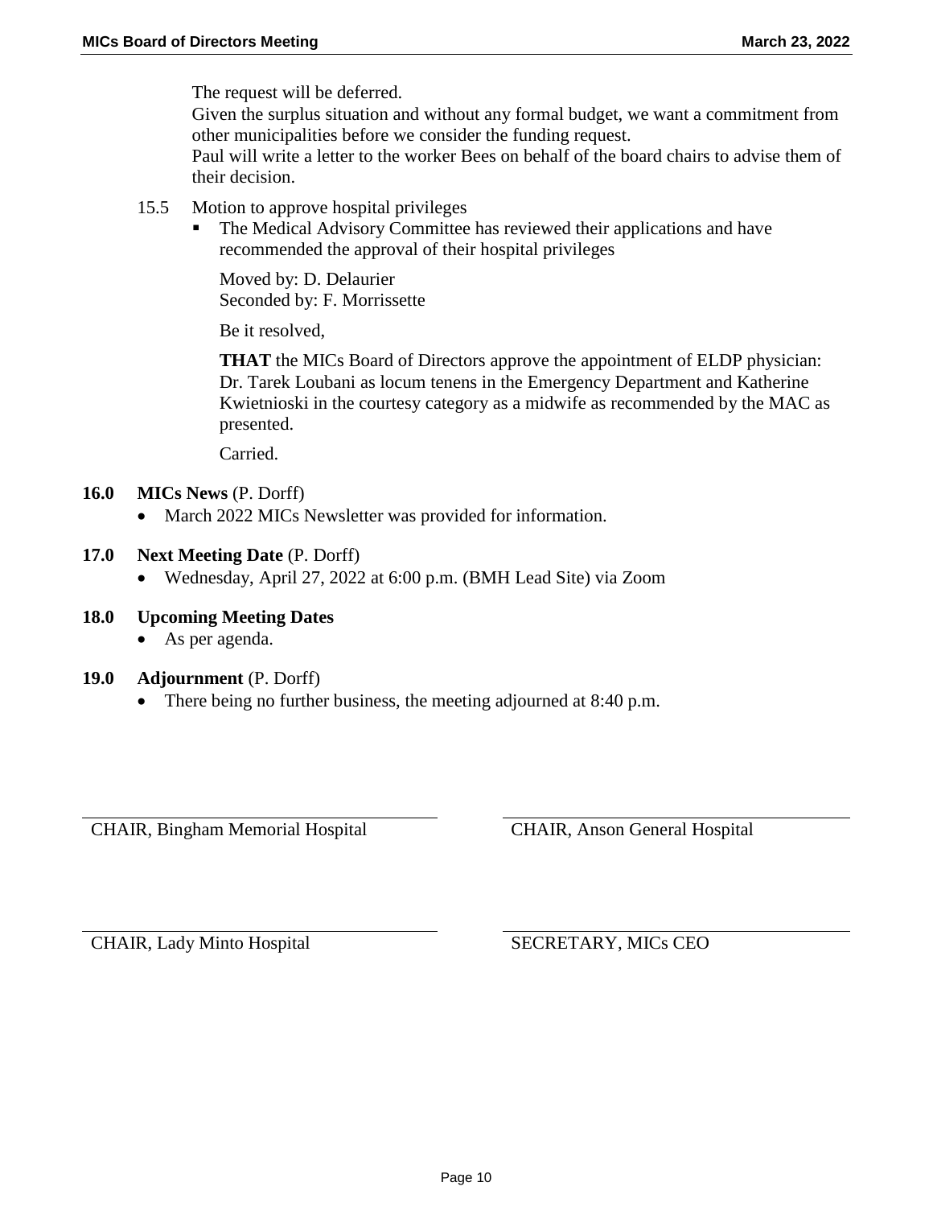The request will be deferred.
Given the surplus situation and without any formal budget, we want a commitment from other municipalities before we consider the funding request.
Paul will write a letter to the worker Bees on behalf of the board chairs to advise them of their decision.

15.5 Motion to approve hospital privileges

- The Medical Advisory Committee has reviewed their applications and have recommended the approval of their hospital privileges

  Moved by: D. Delaurier
  Seconded by: F. Morrissette

  Be it resolved,

  **THAT** the MICs Board of Directors approve the appointment of ELDP physician: Dr. Tarek Loubani as locum tenens in the Emergency Department and Katherine Kwietnioski in the courtesy category as a midwife as recommended by the MAC as presented.

  Carried.

## 16.0 MICs News (P. Dorff)

- March 2022 MICs Newsletter was provided for information.

## 17.0 Next Meeting Date (P. Dorff)

- Wednesday, April 27, 2022 at 6:00 p.m. (BMH Lead Site) via Zoom

## 18.0 Upcoming Meeting Dates

- As per agenda.

## 19.0 Adjournment (P. Dorff)

- There being no further business, the meeting adjourned at 8:40 p.m.

CHAIR, Bingham Memorial Hospital

CHAIR, Anson General Hospital

CHAIR, Lady Minto Hospital

SECRETARY, MICs CEO